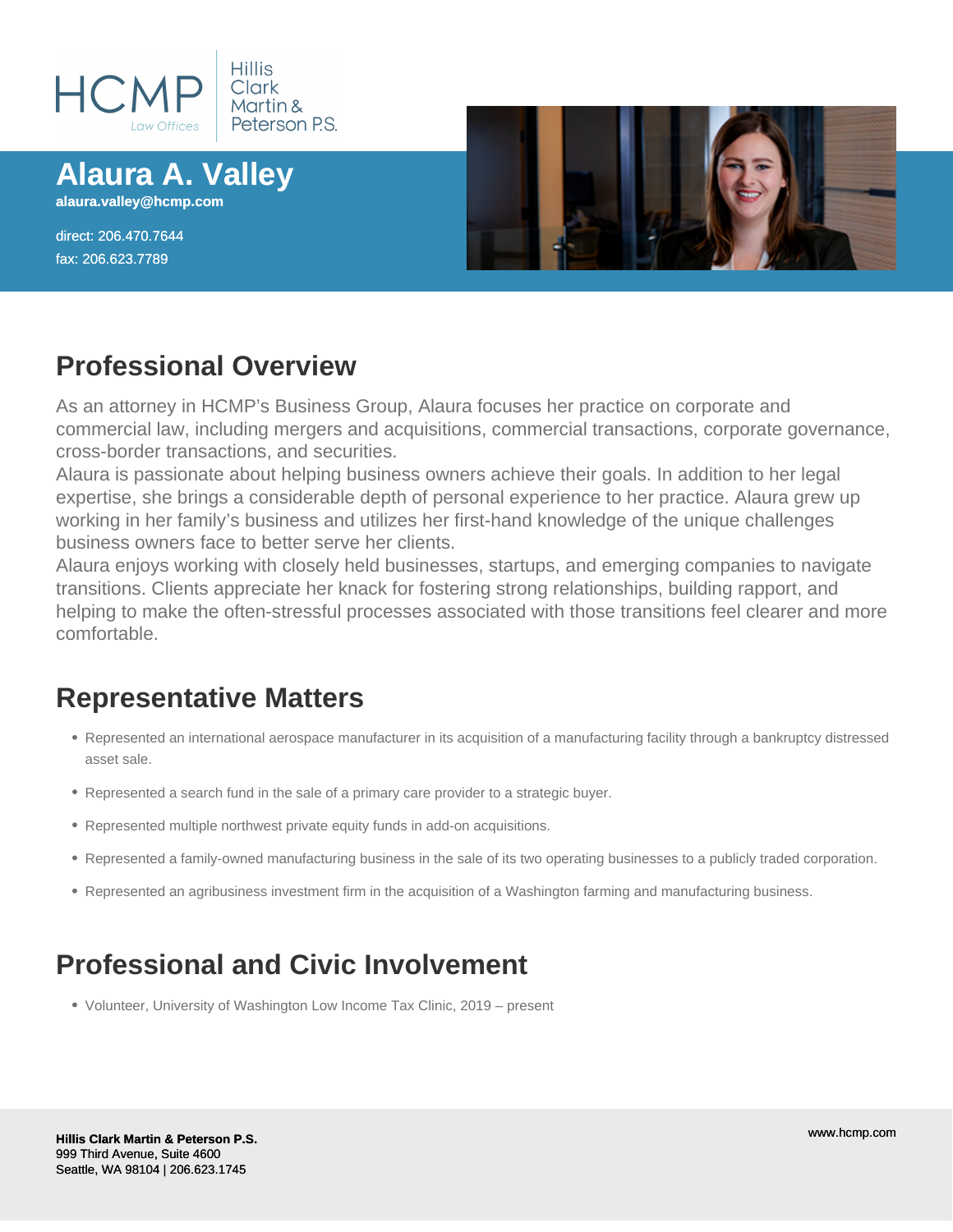HCMP Law Offices | Hillis Clark Martin & Peterson P.S.

# Alaura A. Valley

alaura.valley@hcmp.com

direct: 206.470.7644
fax: 206.623.7789

## Professional Overview

As an attorney in HCMP's Business Group, Alaura focuses her practice on corporate and commercial law, including mergers and acquisitions, commercial transactions, corporate governance, cross-border transactions, and securities.

Alaura is passionate about helping business owners achieve their goals. In addition to her legal expertise, she brings a considerable depth of personal experience to her practice. Alaura grew up working in her family's business and utilizes her first-hand knowledge of the unique challenges business owners face to better serve her clients.

Alaura enjoys working with closely held businesses, startups, and emerging companies to navigate transitions. Clients appreciate her knack for fostering strong relationships, building rapport, and helping to make the often-stressful processes associated with those transitions feel clearer and more comfortable.

## Representative Matters

- Represented an international aerospace manufacturer in its acquisition of a manufacturing facility through a bankruptcy distressed asset sale.
- Represented a search fund in the sale of a primary care provider to a strategic buyer.
- Represented multiple northwest private equity funds in add-on acquisitions.
- Represented a family-owned manufacturing business in the sale of its two operating businesses to a publicly traded corporation.
- Represented an agribusiness investment firm in the acquisition of a Washington farming and manufacturing business.

## Professional and Civic Involvement

- Volunteer, University of Washington Low Income Tax Clinic, 2019 – present

**Hillis Clark Martin & Peterson P.S.**
999 Third Avenue, Suite 4600
Seattle, WA 98104 | 206.623.1745

www.hcmp.com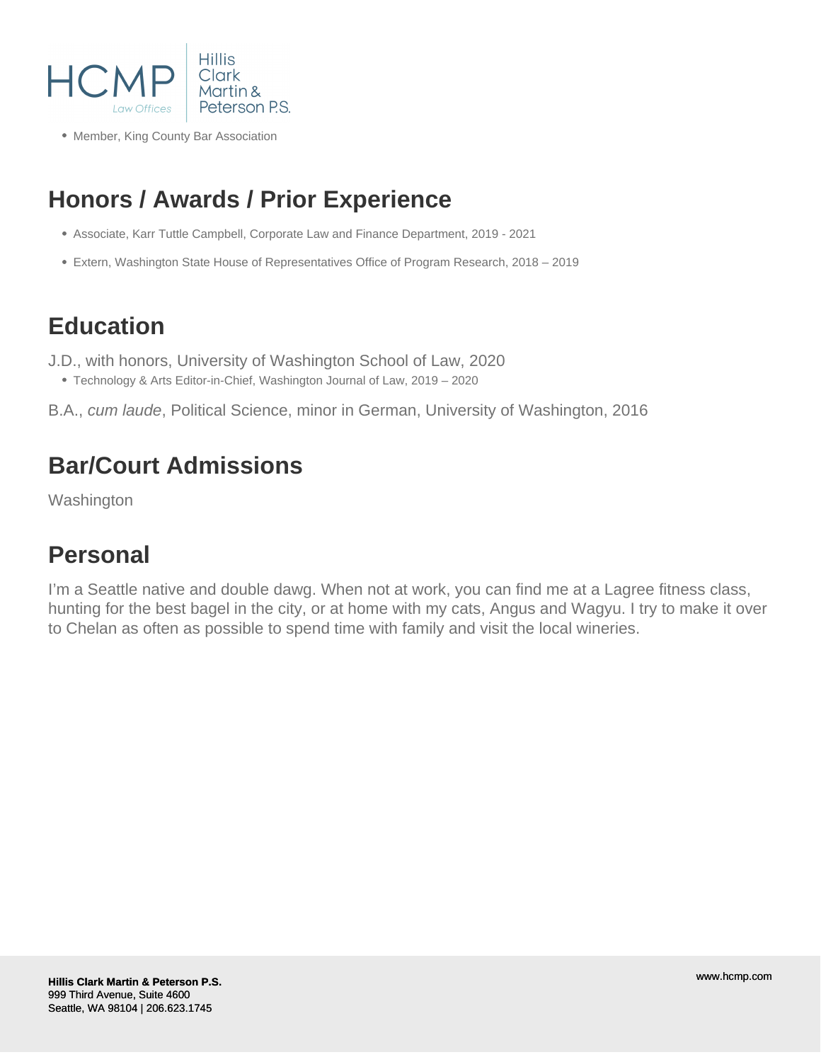- Member, King County Bar Association

## Honors / Awards / Prior Experience

- Associate, Karr Tuttle Campbell, Corporate Law and Finance Department, 2019 - 2021
- Extern, Washington State House of Representatives Office of Program Research, 2018 – 2019

## Education

J.D., with honors, University of Washington School of Law, 2020

- Technology & Arts Editor-in-Chief, Washington Journal of Law, 2019 – 2020

B.A., *cum laude*, Political Science, minor in German, University of Washington, 2016

## Bar/Court Admissions

Washington

## Personal

I'm a Seattle native and double dawg. When not at work, you can find me at a Lagree fitness class, hunting for the best bagel in the city, or at home with my cats, Angus and Wagyu. I try to make it over to Chelan as often as possible to spend time with family and visit the local wineries.